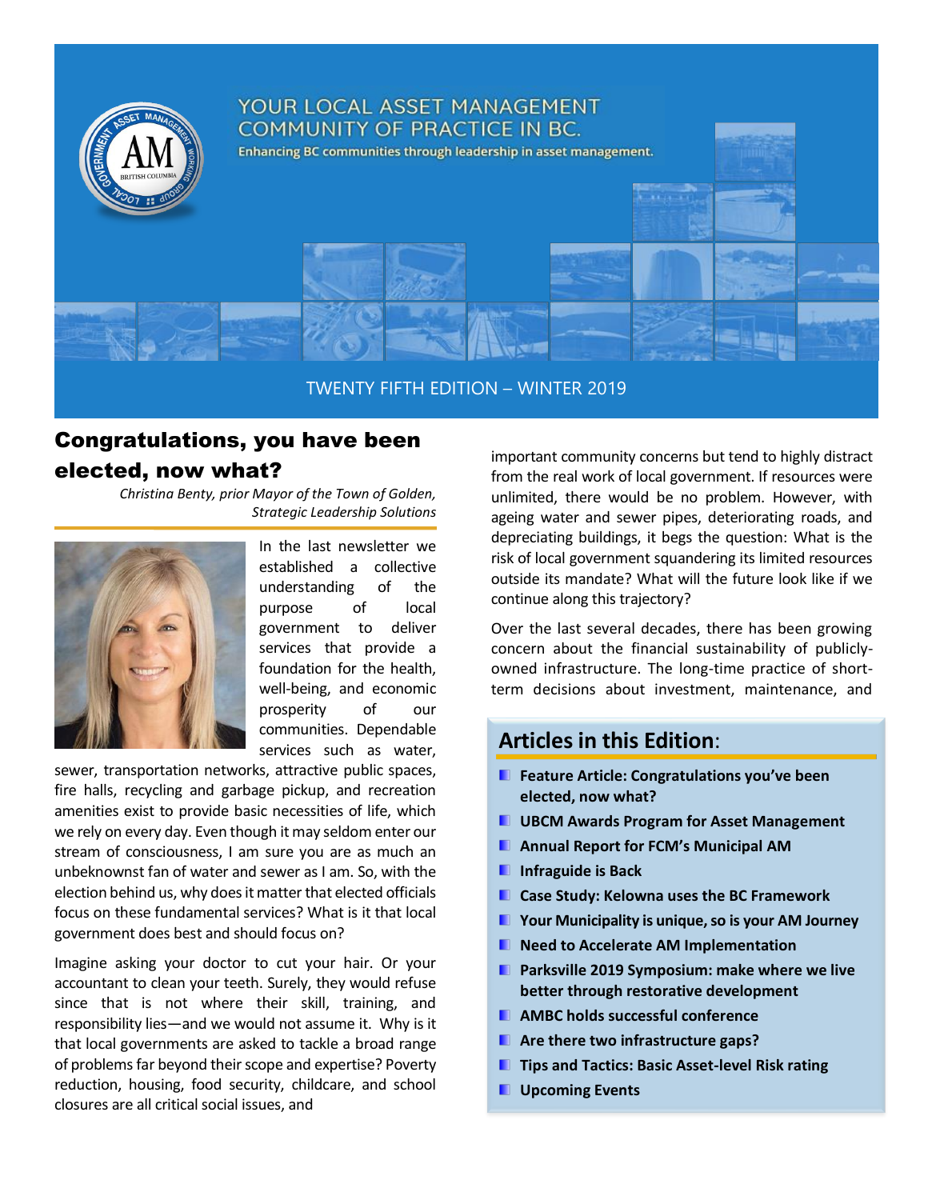# YOUR LOCAL ASSET MANAGEMENT COMMUNITY OF PRACTICE IN BC.

Enhancing BC communities through leadership in asset management.

TWENTY FIFTH EDITION – WINTER 2019

## Congratulations, you have been elected, now what?

*Christina Benty, prior Mayor of the Town of Golden, Strategic Leadership Solutions*

In the last newsletter we established a collective understanding of the purpose of local government to deliver services that provide a foundation for the health, well-being, and economic prosperity of our communities. Dependable services such as water, sewer, transportation networks, attractive public spaces, fire halls, recycling and garbage pickup, and recreation amenities exist to provide basic necessities of life, which we rely on every day. Even though it may seldom enter our stream of consciousness, I am sure you are as much an unbeknownst fan of water and sewer as I am. So, with the election behind us, why does it matter that elected officials focus on these fundamental services? What is it that local government does best and should focus on?

Imagine asking your doctor to cut your hair. Or your accountant to clean your teeth. Surely, they would refuse since that is not where their skill, training, and responsibility lies—and we would not assume it. Why is it that local governments are asked to tackle a broad range of problems far beyond their scope and expertise? Poverty reduction, housing, food security, childcare, and school closures are all critical social issues, and important community concerns but tend to highly distract from the real work of local government. If resources were unlimited, there would be no problem. However, with ageing water and sewer pipes, deteriorating roads, and depreciating buildings, it begs the question: What is the risk of local government squandering its limited resources outside its mandate? What will the future look like if we continue along this trajectory?

Over the last several decades, there has been growing concern about the financial sustainability of publicly-owned infrastructure. The long-time practice of short-term decisions about investment, maintenance, and

## Articles in this Edition:

- Feature Article: Congratulations you've been elected, now what?
- UBCM Awards Program for Asset Management
- Annual Report for FCM's Municipal AM
- Infraguide is Back
- Case Study: Kelowna uses the BC Framework
- Your Municipality is unique, so is your AM Journey
- Need to Accelerate AM Implementation
- Parksville 2019 Symposium: make where we live better through restorative development
- AMBC holds successful conference
- Are there two infrastructure gaps?
- Tips and Tactics: Basic Asset-level Risk rating
- Upcoming Events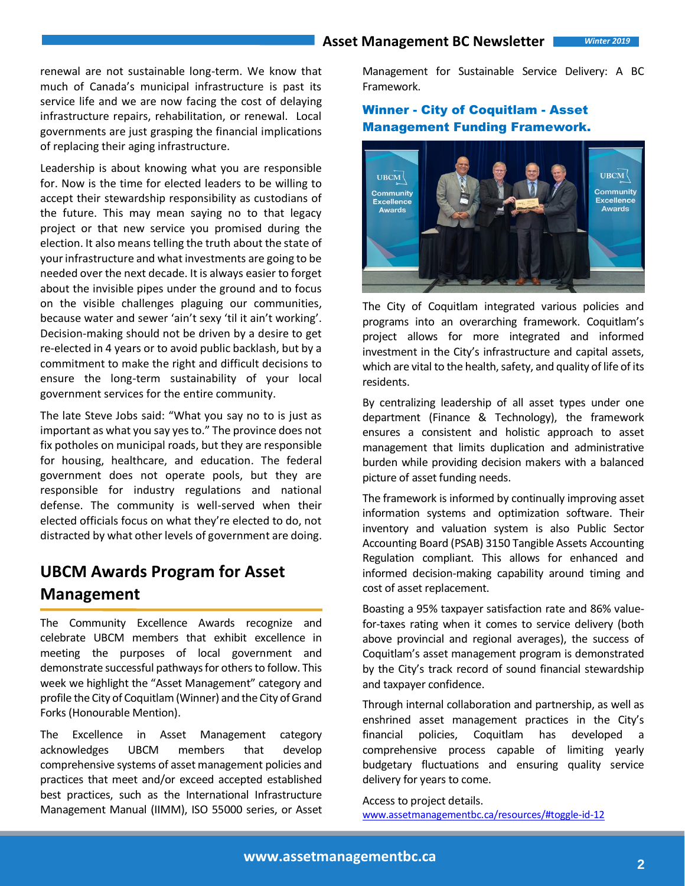renewal are not sustainable long-term. We know that much of Canada's municipal infrastructure is past its service life and we are now facing the cost of delaying infrastructure repairs, rehabilitation, or renewal. Local governments are just grasping the financial implications of replacing their aging infrastructure.

Leadership is about knowing what you are responsible for. Now is the time for elected leaders to be willing to accept their stewardship responsibility as custodians of the future. This may mean saying no to that legacy project or that new service you promised during the election. It also means telling the truth about the state of your infrastructure and what investments are going to be needed over the next decade. It is always easier to forget about the invisible pipes under the ground and to focus on the visible challenges plaguing our communities, because water and sewer 'ain't sexy 'til it ain't working'. Decision-making should not be driven by a desire to get re-elected in 4 years or to avoid public backlash, but by a commitment to make the right and difficult decisions to ensure the long-term sustainability of your local government services for the entire community.

The late Steve Jobs said: "What you say no to is just as important as what you say yes to." The province does not fix potholes on municipal roads, but they are responsible for housing, healthcare, and education. The federal government does not operate pools, but they are responsible for industry regulations and national defense. The community is well-served when their elected officials focus on what they're elected to do, not distracted by what other levels of government are doing.

## UBCM Awards Program for Asset Management

The Community Excellence Awards recognize and celebrate UBCM members that exhibit excellence in meeting the purposes of local government and demonstrate successful pathways for others to follow. This week we highlight the "Asset Management" category and profile the City of Coquitlam (Winner) and the City of Grand Forks (Honourable Mention).

The Excellence in Asset Management category acknowledges UBCM members that develop comprehensive systems of asset management policies and practices that meet and/or exceed accepted established best practices, such as the International Infrastructure Management Manual (IIMM), ISO 55000 series, or Asset Management for Sustainable Service Delivery: A BC Framework.

### Winner - City of Coquitlam - Asset Management Funding Framework.

The City of Coquitlam integrated various policies and programs into an overarching framework. Coquitlam's project allows for more integrated and informed investment in the City's infrastructure and capital assets, which are vital to the health, safety, and quality of life of its residents.

By centralizing leadership of all asset types under one department (Finance & Technology), the framework ensures a consistent and holistic approach to asset management that limits duplication and administrative burden while providing decision makers with a balanced picture of asset funding needs.

The framework is informed by continually improving asset information systems and optimization software. Their inventory and valuation system is also Public Sector Accounting Board (PSAB) 3150 Tangible Assets Accounting Regulation compliant. This allows for enhanced and informed decision-making capability around timing and cost of asset replacement.

Boasting a 95% taxpayer satisfaction rate and 86% value-for-taxes rating when it comes to service delivery (both above provincial and regional averages), the success of Coquitlam's asset management program is demonstrated by the City's track record of sound financial stewardship and taxpayer confidence.

Through internal collaboration and partnership, as well as enshrined asset management practices in the City's financial policies, Coquitlam has developed a comprehensive process capable of limiting yearly budgetary fluctuations and ensuring quality service delivery for years to come.

Access to project details.
www.assetmanagementbc.ca/resources/#toggle-id-12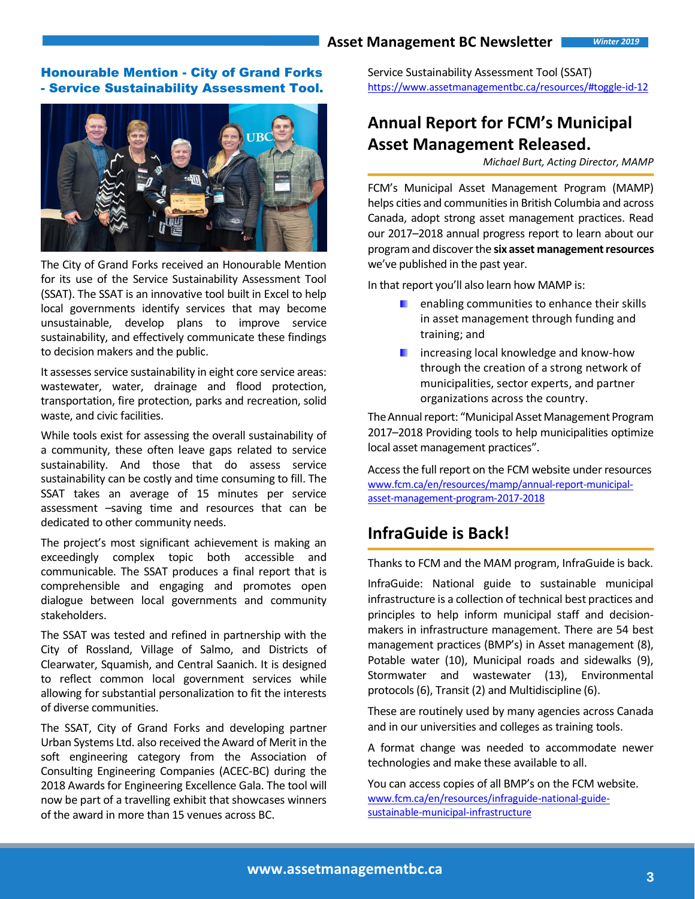## Honourable Mention - City of Grand Forks - Service Sustainability Assessment Tool.

The City of Grand Forks received an Honourable Mention for its use of the Service Sustainability Assessment Tool (SSAT). The SSAT is an innovative tool built in Excel to help local governments identify services that may become unsustainable, develop plans to improve service sustainability, and effectively communicate these findings to decision makers and the public.

It assesses service sustainability in eight core service areas: wastewater, water, drainage and flood protection, transportation, fire protection, parks and recreation, solid waste, and civic facilities.

While tools exist for assessing the overall sustainability of a community, these often leave gaps related to service sustainability. And those that do assess service sustainability can be costly and time consuming to fill. The SSAT takes an average of 15 minutes per service assessment –saving time and resources that can be dedicated to other community needs.

The project's most significant achievement is making an exceedingly complex topic both accessible and communicable. The SSAT produces a final report that is comprehensible and engaging and promotes open dialogue between local governments and community stakeholders.

The SSAT was tested and refined in partnership with the City of Rossland, Village of Salmo, and Districts of Clearwater, Squamish, and Central Saanich. It is designed to reflect common local government services while allowing for substantial personalization to fit the interests of diverse communities.

The SSAT, City of Grand Forks and developing partner Urban Systems Ltd. also received the Award of Merit in the soft engineering category from the Association of Consulting Engineering Companies (ACEC-BC) during the 2018 Awards for Engineering Excellence Gala. The tool will now be part of a travelling exhibit that showcases winners of the award in more than 15 venues across BC.

Service Sustainability Assessment Tool (SSAT)
https://www.assetmanagementbc.ca/resources/#toggle-id-12

## Annual Report for FCM's Municipal Asset Management Released.

*Michael Burt, Acting Director, MAMP*

FCM's Municipal Asset Management Program (MAMP) helps cities and communities in British Columbia and across Canada, adopt strong asset management practices. Read our 2017–2018 annual progress report to learn about our program and discover the **six asset management resources** we've published in the past year.

In that report you'll also learn how MAMP is:

- enabling communities to enhance their skills in asset management through funding and training; and
- increasing local knowledge and know-how through the creation of a strong network of municipalities, sector experts, and partner organizations across the country.

The Annual report: "Municipal Asset Management Program 2017–2018 Providing tools to help municipalities optimize local asset management practices".

Access the full report on the FCM website under resources
www.fcm.ca/en/resources/mamp/annual-report-municipal-asset-management-program-2017-2018

## InfraGuide is Back!

Thanks to FCM and the MAM program, InfraGuide is back.

InfraGuide: National guide to sustainable municipal infrastructure is a collection of technical best practices and principles to help inform municipal staff and decision-makers in infrastructure management. There are 54 best management practices (BMP's) in Asset management (8), Potable water (10), Municipal roads and sidewalks (9), Stormwater and wastewater (13), Environmental protocols (6), Transit (2) and Multidiscipline (6).

These are routinely used by many agencies across Canada and in our universities and colleges as training tools.

A format change was needed to accommodate newer technologies and make these available to all.

You can access copies of all BMP's on the FCM website.
www.fcm.ca/en/resources/infraguide-national-guide-sustainable-municipal-infrastructure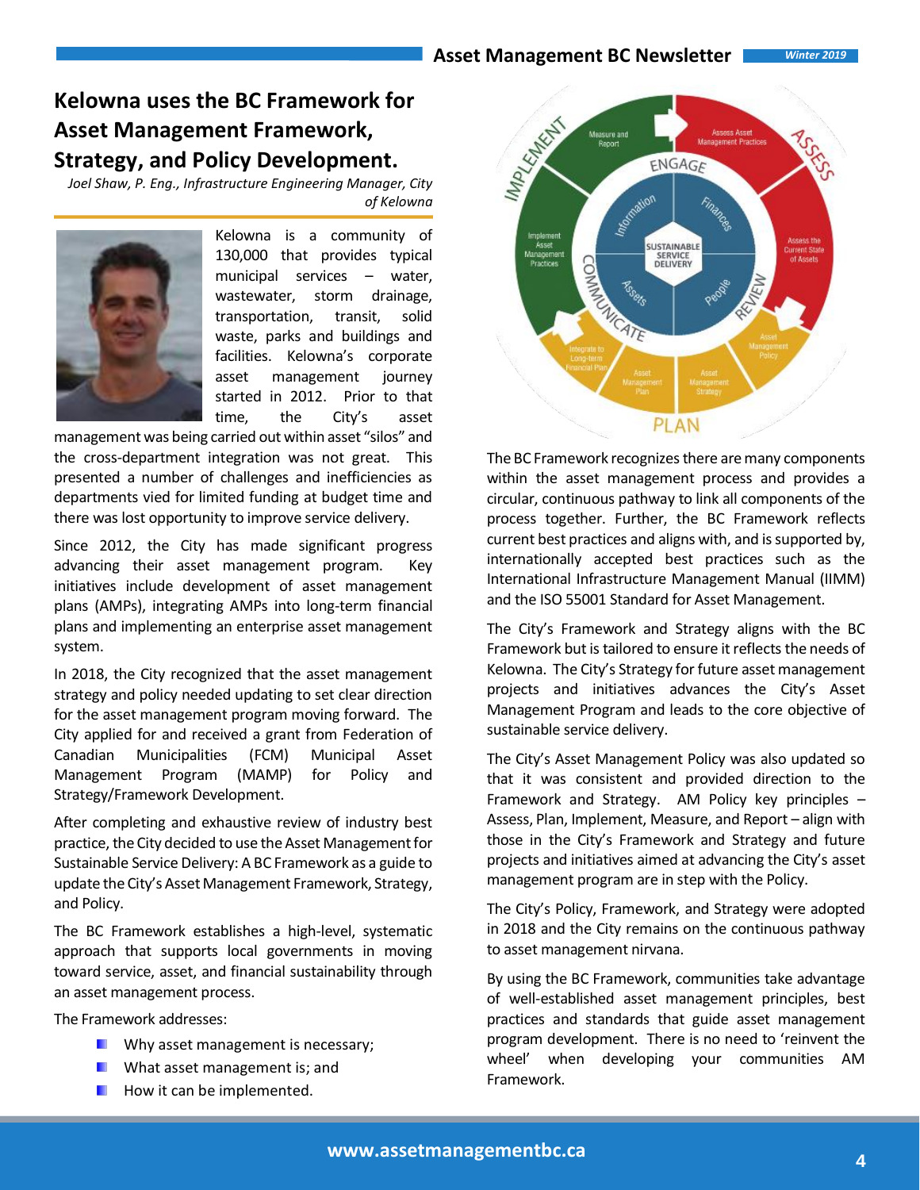# Kelowna uses the BC Framework for Asset Management Framework, Strategy, and Policy Development.

*Joel Shaw, P. Eng., Infrastructure Engineering Manager, City of Kelowna*

Kelowna is a community of 130,000 that provides typical municipal services – water, wastewater, storm drainage, transportation, transit, solid waste, parks and buildings and facilities. Kelowna's corporate asset management journey started in 2012. Prior to that time, the City's asset management was being carried out within asset "silos" and the cross-department integration was not great. This presented a number of challenges and inefficiencies as departments vied for limited funding at budget time and there was lost opportunity to improve service delivery.

Since 2012, the City has made significant progress advancing their asset management program. Key initiatives include development of asset management plans (AMPs), integrating AMPs into long-term financial plans and implementing an enterprise asset management system.

In 2018, the City recognized that the asset management strategy and policy needed updating to set clear direction for the asset management program moving forward. The City applied for and received a grant from Federation of Canadian Municipalities (FCM) Municipal Asset Management Program (MAMP) for Policy and Strategy/Framework Development.

After completing and exhaustive review of industry best practice, the City decided to use the Asset Management for Sustainable Service Delivery: A BC Framework as a guide to update the City's Asset Management Framework, Strategy, and Policy.

The BC Framework establishes a high-level, systematic approach that supports local governments in moving toward service, asset, and financial sustainability through an asset management process.

The Framework addresses:

- Why asset management is necessary;
- What asset management is; and
- How it can be implemented.

The BC Framework recognizes there are many components within the asset management process and provides a circular, continuous pathway to link all components of the process together. Further, the BC Framework reflects current best practices and aligns with, and is supported by, internationally accepted best practices such as the International Infrastructure Management Manual (IIMM) and the ISO 55001 Standard for Asset Management.

The City's Framework and Strategy aligns with the BC Framework but is tailored to ensure it reflects the needs of Kelowna. The City's Strategy for future asset management projects and initiatives advances the City's Asset Management Program and leads to the core objective of sustainable service delivery.

The City's Asset Management Policy was also updated so that it was consistent and provided direction to the Framework and Strategy. AM Policy key principles – Assess, Plan, Implement, Measure, and Report – align with those in the City's Framework and Strategy and future projects and initiatives aimed at advancing the City's asset management program are in step with the Policy.

The City's Policy, Framework, and Strategy were adopted in 2018 and the City remains on the continuous pathway to asset management nirvana.

By using the BC Framework, communities take advantage of well-established asset management principles, best practices and standards that guide asset management program development. There is no need to 'reinvent the wheel' when developing your communities AM Framework.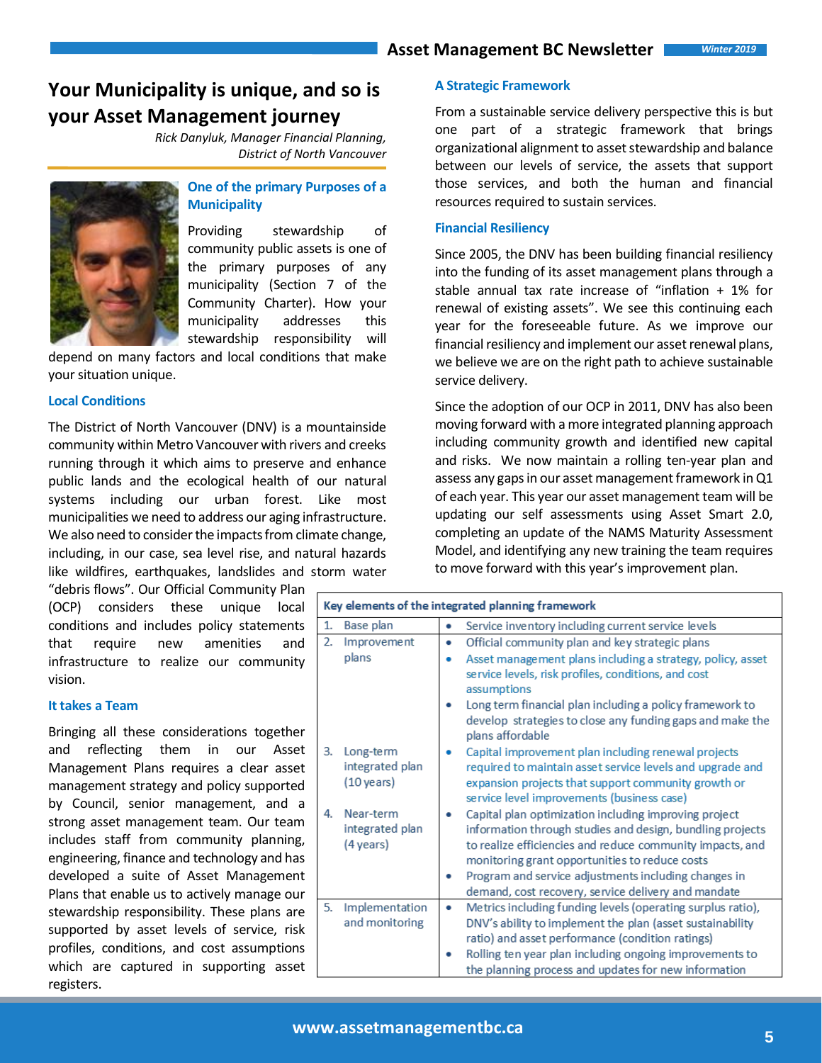# Your Municipality is unique, and so is your Asset Management journey

*Rick Danyluk, Manager Financial Planning, District of North Vancouver*

### One of the primary Purposes of a Municipality

Providing stewardship of community public assets is one of the primary purposes of any municipality (Section 7 of the Community Charter). How your municipality addresses this stewardship responsibility will depend on many factors and local conditions that make your situation unique.

### Local Conditions

The District of North Vancouver (DNV) is a mountainside community within Metro Vancouver with rivers and creeks running through it which aims to preserve and enhance public lands and the ecological health of our natural systems including our urban forest. Like most municipalities we need to address our aging infrastructure. We also need to consider the impacts from climate change, including, in our case, sea level rise, and natural hazards like wildfires, earthquakes, landslides and storm water "debris flows". Our Official Community Plan (OCP) considers these unique local conditions and includes policy statements that require new amenities and infrastructure to realize our community vision.

### It takes a Team

Bringing all these considerations together and reflecting them in our Asset Management Plans requires a clear asset management strategy and policy supported by Council, senior management, and a strong asset management team. Our team includes staff from community planning, engineering, finance and technology and has developed a suite of Asset Management Plans that enable us to actively manage our stewardship responsibility. These plans are supported by asset levels of service, risk profiles, conditions, and cost assumptions which are captured in supporting asset registers.

### A Strategic Framework

From a sustainable service delivery perspective this is but one part of a strategic framework that brings organizational alignment to asset stewardship and balance between our levels of service, the assets that support those services, and both the human and financial resources required to sustain services.

### Financial Resiliency

Since 2005, the DNV has been building financial resiliency into the funding of its asset management plans through a stable annual tax rate increase of "inflation + 1% for renewal of existing assets". We see this continuing each year for the foreseeable future. As we improve our financial resiliency and implement our asset renewal plans, we believe we are on the right path to achieve sustainable service delivery.

Since the adoption of our OCP in 2011, DNV has also been moving forward with a more integrated planning approach including community growth and identified new capital and risks. We now maintain a rolling ten-year plan and assess any gaps in our asset management framework in Q1 of each year. This year our asset management team will be updating our self assessments using Asset Smart 2.0, completing an update of the NAMS Maturity Assessment Model, and identifying any new training the team requires to move forward with this year's improvement plan.

| Key elements of the integrated planning framework | |
|---|---|
| 1. Base plan | • Service inventory including current service levels |
| 2. Improvement plans | • Official community plan and key strategic plans<br>• Asset management plans including a strategy, policy, asset service levels, risk profiles, conditions, and cost assumptions<br>• Long term financial plan including a policy framework to develop strategies to close any funding gaps and make the plans affordable |
| 3. Long-term integrated plan (10 years) | • Capital improvement plan including renewal projects required to maintain asset service levels and upgrade and expansion projects that support community growth or service level improvements (business case) |
| 4. Near-term integrated plan (4 years) | • Capital plan optimization including improving project information through studies and design, bundling projects to realize efficiencies and reduce community impacts, and monitoring grant opportunities to reduce costs<br>• Program and service adjustments including changes in demand, cost recovery, service delivery and mandate |
| 5. Implementation and monitoring | • Metrics including funding levels (operating surplus ratio), DNV's ability to implement the plan (asset sustainability ratio) and asset performance (condition ratings)<br>• Rolling ten year plan including ongoing improvements to the planning process and updates for new information |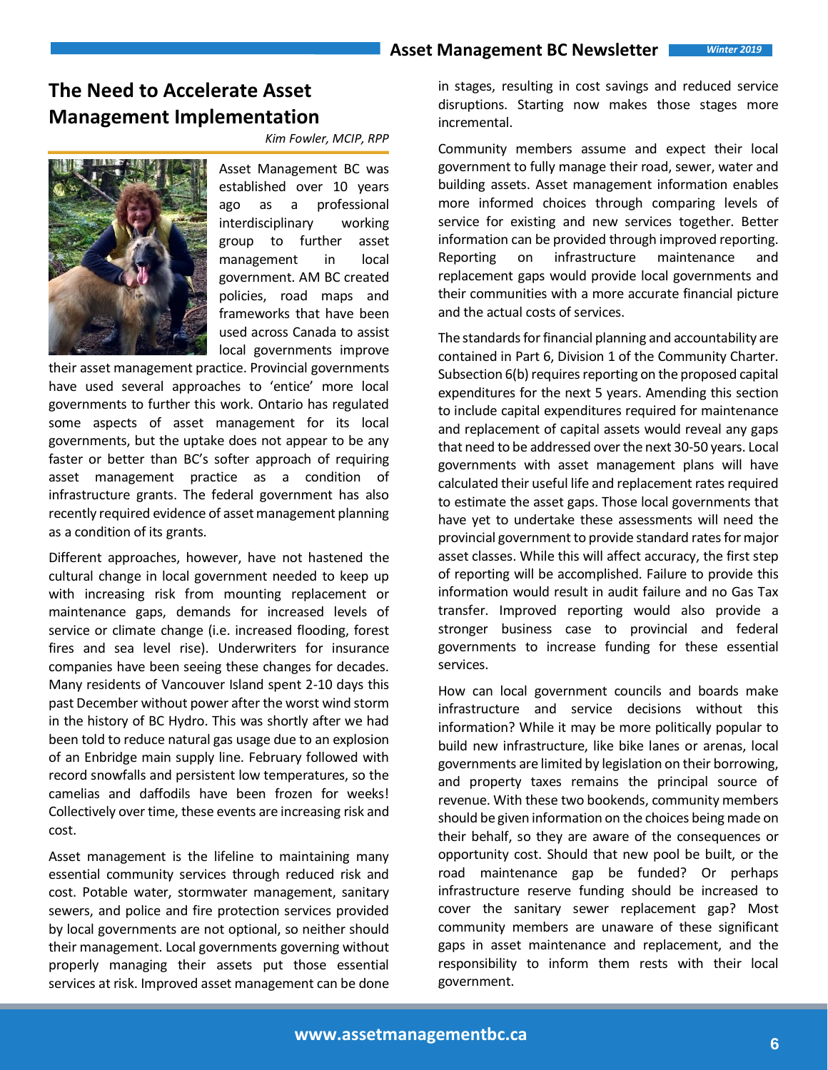# The Need to Accelerate Asset Management Implementation

*Kim Fowler, MCIP, RPP*

Asset Management BC was established over 10 years ago as a professional interdisciplinary working group to further asset management in local government. AM BC created policies, road maps and frameworks that have been used across Canada to assist local governments improve their asset management practice. Provincial governments have used several approaches to 'entice' more local governments to further this work. Ontario has regulated some aspects of asset management for its local governments, but the uptake does not appear to be any faster or better than BC's softer approach of requiring asset management practice as a condition of infrastructure grants. The federal government has also recently required evidence of asset management planning as a condition of its grants.

Different approaches, however, have not hastened the cultural change in local government needed to keep up with increasing risk from mounting replacement or maintenance gaps, demands for increased levels of service or climate change (i.e. increased flooding, forest fires and sea level rise). Underwriters for insurance companies have been seeing these changes for decades. Many residents of Vancouver Island spent 2-10 days this past December without power after the worst wind storm in the history of BC Hydro. This was shortly after we had been told to reduce natural gas usage due to an explosion of an Enbridge main supply line. February followed with record snowfalls and persistent low temperatures, so the camelias and daffodils have been frozen for weeks! Collectively over time, these events are increasing risk and cost.

Asset management is the lifeline to maintaining many essential community services through reduced risk and cost. Potable water, stormwater management, sanitary sewers, and police and fire protection services provided by local governments are not optional, so neither should their management. Local governments governing without properly managing their assets put those essential services at risk. Improved asset management can be done in stages, resulting in cost savings and reduced service disruptions. Starting now makes those stages more incremental.

Community members assume and expect their local government to fully manage their road, sewer, water and building assets. Asset management information enables more informed choices through comparing levels of service for existing and new services together. Better information can be provided through improved reporting. Reporting on infrastructure maintenance and replacement gaps would provide local governments and their communities with a more accurate financial picture and the actual costs of services.

The standards for financial planning and accountability are contained in Part 6, Division 1 of the Community Charter. Subsection 6(b) requires reporting on the proposed capital expenditures for the next 5 years. Amending this section to include capital expenditures required for maintenance and replacement of capital assets would reveal any gaps that need to be addressed over the next 30-50 years. Local governments with asset management plans will have calculated their useful life and replacement rates required to estimate the asset gaps. Those local governments that have yet to undertake these assessments will need the provincial government to provide standard rates for major asset classes. While this will affect accuracy, the first step of reporting will be accomplished. Failure to provide this information would result in audit failure and no Gas Tax transfer. Improved reporting would also provide a stronger business case to provincial and federal governments to increase funding for these essential services.

How can local government councils and boards make infrastructure and service decisions without this information? While it may be more politically popular to build new infrastructure, like bike lanes or arenas, local governments are limited by legislation on their borrowing, and property taxes remains the principal source of revenue. With these two bookends, community members should be given information on the choices being made on their behalf, so they are aware of the consequences or opportunity cost. Should that new pool be built, or the road maintenance gap be funded? Or perhaps infrastructure reserve funding should be increased to cover the sanitary sewer replacement gap? Most community members are unaware of these significant gaps in asset maintenance and replacement, and the responsibility to inform them rests with their local government.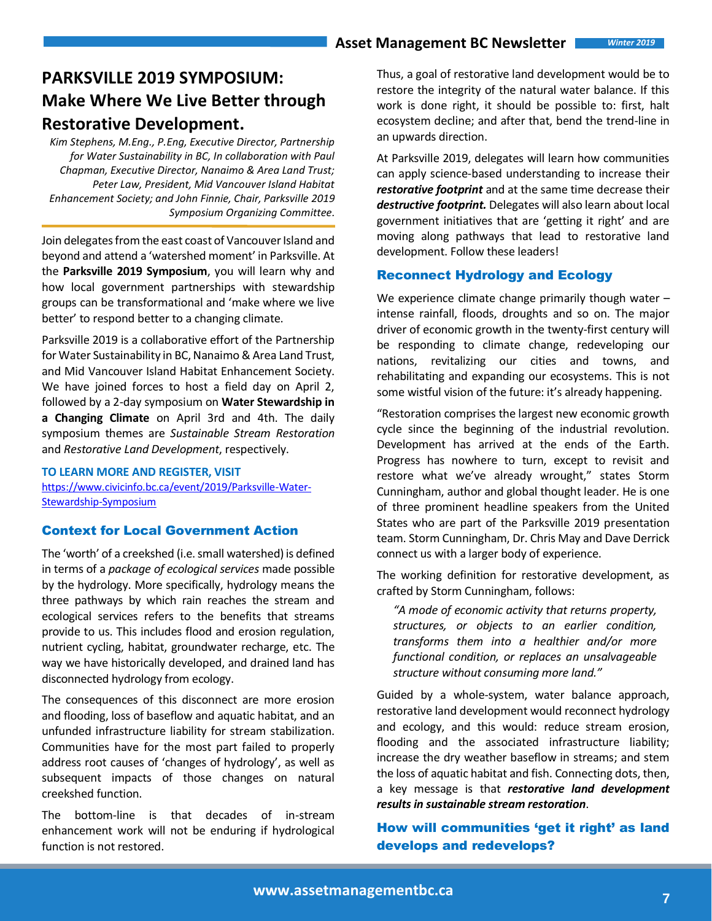# PARKSVILLE 2019 SYMPOSIUM: Make Where We Live Better through Restorative Development.

*Kim Stephens, M.Eng., P.Eng, Executive Director, Partnership for Water Sustainability in BC, In collaboration with Paul Chapman, Executive Director, Nanaimo & Area Land Trust; Peter Law, President, Mid Vancouver Island Habitat Enhancement Society; and John Finnie, Chair, Parksville 2019 Symposium Organizing Committee.*

Join delegates from the east coast of Vancouver Island and beyond and attend a 'watershed moment' in Parksville. At the **Parksville 2019 Symposium**, you will learn why and how local government partnerships with stewardship groups can be transformational and 'make where we live better' to respond better to a changing climate.

Parksville 2019 is a collaborative effort of the Partnership for Water Sustainability in BC, Nanaimo & Area Land Trust, and Mid Vancouver Island Habitat Enhancement Society. We have joined forces to host a field day on April 2, followed by a 2-day symposium on **Water Stewardship in a Changing Climate** on April 3rd and 4th. The daily symposium themes are *Sustainable Stream Restoration* and *Restorative Land Development*, respectively.

**TO LEARN MORE AND REGISTER, VISIT**
https://www.civicinfo.bc.ca/event/2019/Parksville-Water-Stewardship-Symposium

## Context for Local Government Action

The 'worth' of a creekshed (i.e. small watershed) is defined in terms of a *package of ecological services* made possible by the hydrology. More specifically, hydrology means the three pathways by which rain reaches the stream and ecological services refers to the benefits that streams provide to us. This includes flood and erosion regulation, nutrient cycling, habitat, groundwater recharge, etc. The way we have historically developed, and drained land has disconnected hydrology from ecology.

The consequences of this disconnect are more erosion and flooding, loss of baseflow and aquatic habitat, and an unfunded infrastructure liability for stream stabilization. Communities have for the most part failed to properly address root causes of 'changes of hydrology', as well as subsequent impacts of those changes on natural creekshed function.

The bottom-line is that decades of in-stream enhancement work will not be enduring if hydrological function is not restored.

Thus, a goal of restorative land development would be to restore the integrity of the natural water balance. If this work is done right, it should be possible to: first, halt ecosystem decline; and after that, bend the trend-line in an upwards direction.

At Parksville 2019, delegates will learn how communities can apply science-based understanding to increase their ***restorative footprint*** and at the same time decrease their ***destructive footprint.*** Delegates will also learn about local government initiatives that are 'getting it right' and are moving along pathways that lead to restorative land development. Follow these leaders!

## Reconnect Hydrology and Ecology

We experience climate change primarily though water – intense rainfall, floods, droughts and so on. The major driver of economic growth in the twenty-first century will be responding to climate change, redeveloping our nations, revitalizing our cities and towns, and rehabilitating and expanding our ecosystems. This is not some wistful vision of the future: it's already happening.

"Restoration comprises the largest new economic growth cycle since the beginning of the industrial revolution. Development has arrived at the ends of the Earth. Progress has nowhere to turn, except to revisit and restore what we've already wrought," states Storm Cunningham, author and global thought leader. He is one of three prominent headline speakers from the United States who are part of the Parksville 2019 presentation team. Storm Cunningham, Dr. Chris May and Dave Derrick connect us with a larger body of experience.

The working definition for restorative development, as crafted by Storm Cunningham, follows:

> *"A mode of economic activity that returns property, structures, or objects to an earlier condition, transforms them into a healthier and/or more functional condition, or replaces an unsalvageable structure without consuming more land."*

Guided by a whole-system, water balance approach, restorative land development would reconnect hydrology and ecology, and this would: reduce stream erosion, flooding and the associated infrastructure liability; increase the dry weather baseflow in streams; and stem the loss of aquatic habitat and fish. Connecting dots, then, a key message is that ***restorative land development results in sustainable stream restoration***.

## How will communities 'get it right' as land develops and redevelops?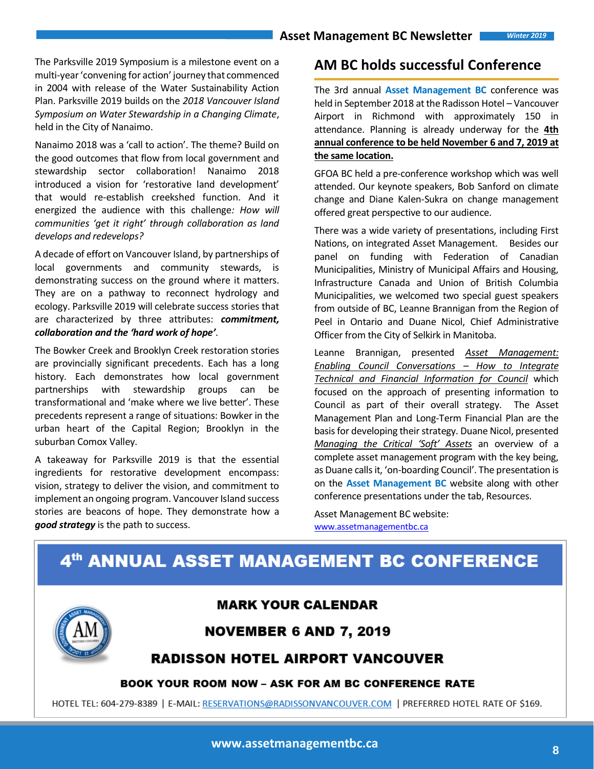The Parksville 2019 Symposium is a milestone event on a multi-year 'convening for action' journey that commenced in 2004 with release of the Water Sustainability Action Plan. Parksville 2019 builds on the *2018 Vancouver Island Symposium on Water Stewardship in a Changing Climate*, held in the City of Nanaimo.

Nanaimo 2018 was a 'call to action'. The theme? Build on the good outcomes that flow from local government and stewardship sector collaboration! Nanaimo 2018 introduced a vision for 'restorative land development' that would re-establish creekshed function. And it energized the audience with this challenge*: How will communities 'get it right' through collaboration as land develops and redevelops?*

A decade of effort on Vancouver Island, by partnerships of local governments and community stewards, is demonstrating success on the ground where it matters. They are on a pathway to reconnect hydrology and ecology. Parksville 2019 will celebrate success stories that are characterized by three attributes: ***commitment, collaboration and the 'hard work of hope'***.

The Bowker Creek and Brooklyn Creek restoration stories are provincially significant precedents. Each has a long history. Each demonstrates how local government partnerships with stewardship groups can be transformational and 'make where we live better'. These precedents represent a range of situations: Bowker in the urban heart of the Capital Region; Brooklyn in the suburban Comox Valley.

A takeaway for Parksville 2019 is that the essential ingredients for restorative development encompass: vision, strategy to deliver the vision, and commitment to implement an ongoing program. Vancouver Island success stories are beacons of hope. They demonstrate how a ***good strategy*** is the path to success.

## AM BC holds successful Conference

The 3rd annual **Asset Management BC** conference was held in September 2018 at the Radisson Hotel – Vancouver Airport in Richmond with approximately 150 in attendance. Planning is already underway for the **4th annual conference to be held November 6 and 7, 2019 at the same location.**

GFOA BC held a pre-conference workshop which was well attended. Our keynote speakers, Bob Sanford on climate change and Diane Kalen-Sukra on change management offered great perspective to our audience.

There was a wide variety of presentations, including First Nations, on integrated Asset Management. Besides our panel on funding with Federation of Canadian Municipalities, Ministry of Municipal Affairs and Housing, Infrastructure Canada and Union of British Columbia Municipalities, we welcomed two special guest speakers from outside of BC, Leanne Brannigan from the Region of Peel in Ontario and Duane Nicol, Chief Administrative Officer from the City of Selkirk in Manitoba.

Leanne Brannigan, presented *Asset Management: Enabling Council Conversations – How to Integrate Technical and Financial Information for Council* which focused on the approach of presenting information to Council as part of their overall strategy. The Asset Management Plan and Long-Term Financial Plan are the basis for developing their strategy. Duane Nicol, presented *Managing the Critical 'Soft' Assets* an overview of a complete asset management program with the key being, as Duane calls it, 'on-boarding Council'. The presentation is on the **Asset Management BC** website along with other conference presentations under the tab, Resources.

Asset Management BC website:
www.assetmanagementbc.ca

## 4th ANNUAL ASSET MANAGEMENT BC CONFERENCE

**MARK YOUR CALENDAR**

**NOVEMBER 6 AND 7, 2019**

**RADISSON HOTEL AIRPORT VANCOUVER**

**BOOK YOUR ROOM NOW – ASK FOR AM BC CONFERENCE RATE**

HOTEL TEL: 604-279-8389 | E-MAIL: RESERVATIONS@RADISSONVANCOUVER.COM | PREFERRED HOTEL RATE OF $169.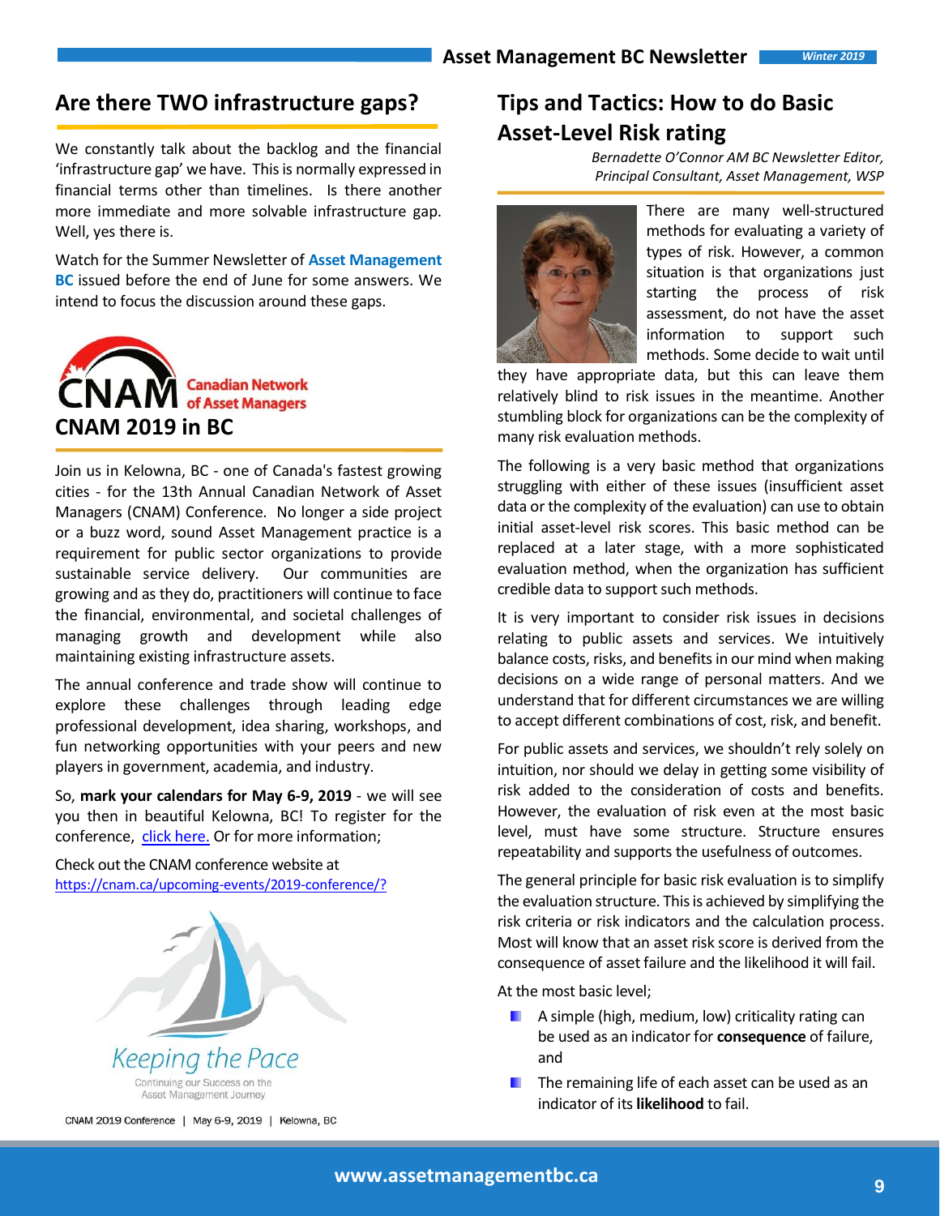## Are there TWO infrastructure gaps?

We constantly talk about the backlog and the financial 'infrastructure gap' we have. This is normally expressed in financial terms other than timelines. Is there another more immediate and more solvable infrastructure gap. Well, yes there is.

Watch for the Summer Newsletter of **Asset Management BC** issued before the end of June for some answers. We intend to focus the discussion around these gaps.

CNAM Canadian Network of Asset Managers

## CNAM 2019 in BC

Join us in Kelowna, BC - one of Canada's fastest growing cities - for the 13th Annual Canadian Network of Asset Managers (CNAM) Conference. No longer a side project or a buzz word, sound Asset Management practice is a requirement for public sector organizations to provide sustainable service delivery. Our communities are growing and as they do, practitioners will continue to face the financial, environmental, and societal challenges of managing growth and development while also maintaining existing infrastructure assets.

The annual conference and trade show will continue to explore these challenges through leading edge professional development, idea sharing, workshops, and fun networking opportunities with your peers and new players in government, academia, and industry.

So, **mark your calendars for May 6-9, 2019** - we will see you then in beautiful Kelowna, BC! To register for the conference, click here. Or for more information;

Check out the CNAM conference website at https://cnam.ca/upcoming-events/2019-conference/?

Keeping the Pace

Continuing our Success on the Asset Management Journey

CNAM 2019 Conference | May 6-9, 2019 | Kelowna, BC

## Tips and Tactics: How to do Basic Asset-Level Risk rating

*Bernadette O'Connor AM BC Newsletter Editor, Principal Consultant, Asset Management, WSP*

There are many well-structured methods for evaluating a variety of types of risk. However, a common situation is that organizations just starting the process of risk assessment, do not have the asset information to support such methods. Some decide to wait until they have appropriate data, but this can leave them relatively blind to risk issues in the meantime. Another stumbling block for organizations can be the complexity of many risk evaluation methods.

The following is a very basic method that organizations struggling with either of these issues (insufficient asset data or the complexity of the evaluation) can use to obtain initial asset-level risk scores. This basic method can be replaced at a later stage, with a more sophisticated evaluation method, when the organization has sufficient credible data to support such methods.

It is very important to consider risk issues in decisions relating to public assets and services. We intuitively balance costs, risks, and benefits in our mind when making decisions on a wide range of personal matters. And we understand that for different circumstances we are willing to accept different combinations of cost, risk, and benefit.

For public assets and services, we shouldn't rely solely on intuition, nor should we delay in getting some visibility of risk added to the consideration of costs and benefits. However, the evaluation of risk even at the most basic level, must have some structure. Structure ensures repeatability and supports the usefulness of outcomes.

The general principle for basic risk evaluation is to simplify the evaluation structure. This is achieved by simplifying the risk criteria or risk indicators and the calculation process. Most will know that an asset risk score is derived from the consequence of asset failure and the likelihood it will fail.

At the most basic level;

- A simple (high, medium, low) criticality rating can be used as an indicator for **consequence** of failure, and
- The remaining life of each asset can be used as an indicator of its **likelihood** to fail.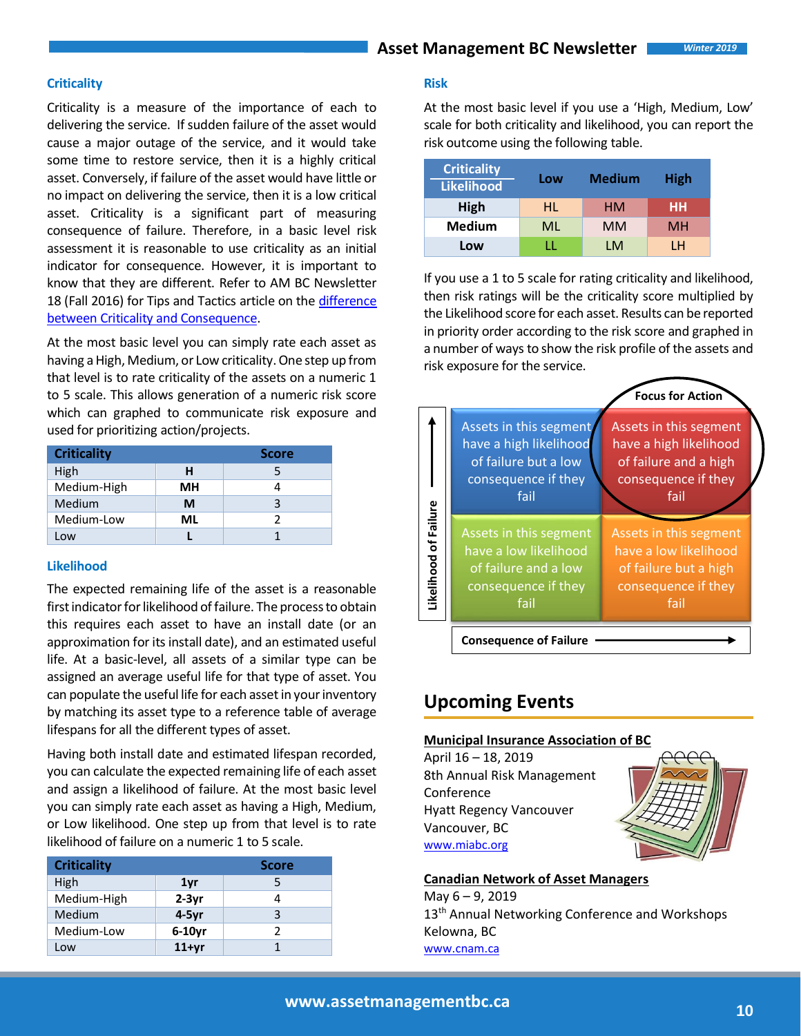## Criticality

Criticality is a measure of the importance of each to delivering the service. If sudden failure of the asset would cause a major outage of the service, and it would take some time to restore service, then it is a highly critical asset. Conversely, if failure of the asset would have little or no impact on delivering the service, then it is a low critical asset. Criticality is a significant part of measuring consequence of failure. Therefore, in a basic level risk assessment it is reasonable to use criticality as an initial indicator for consequence. However, it is important to know that they are different. Refer to AM BC Newsletter 18 (Fall 2016) for Tips and Tactics article on the difference between Criticality and Consequence.

At the most basic level you can simply rate each asset as having a High, Medium, or Low criticality. One step up from that level is to rate criticality of the assets on a numeric 1 to 5 scale. This allows generation of a numeric risk score which can graphed to communicate risk exposure and used for prioritizing action/projects.

| Criticality | | Score |
|---|---|---|
| High | **H** | 5 |
| Medium-High | **MH** | 4 |
| Medium | **M** | 3 |
| Medium-Low | **ML** | 2 |
| Low | **L** | 1 |

## Likelihood

The expected remaining life of the asset is a reasonable first indicator for likelihood of failure. The process to obtain this requires each asset to have an install date (or an approximation for its install date), and an estimated useful life. At a basic-level, all assets of a similar type can be assigned an average useful life for that type of asset. You can populate the useful life for each asset in your inventory by matching its asset type to a reference table of average lifespans for all the different types of asset.

Having both install date and estimated lifespan recorded, you can calculate the expected remaining life of each asset and assign a likelihood of failure. At the most basic level you can simply rate each asset as having a High, Medium, or Low likelihood. One step up from that level is to rate likelihood of failure on a numeric 1 to 5 scale.

| Criticality | | Score |
|---|---|---|
| High | **1yr** | 5 |
| Medium-High | **2-3yr** | 4 |
| Medium | **4-5yr** | 3 |
| Medium-Low | **6-10yr** | 2 |
| Low | **11+yr** | 1 |

## Risk

At the most basic level if you use a 'High, Medium, Low' scale for both criticality and likelihood, you can report the risk outcome using the following table.

| Likelihood \ Criticality | Low | Medium | High |
|---|---|---|---|
| **High** | HL | HM | **HH** |
| **Medium** | ML | MM | MH |
| **Low** | LL | LM | LH |

If you use a 1 to 5 scale for rating criticality and likelihood, then risk ratings will be the criticality score multiplied by the Likelihood score for each asset. Results can be reported in priority order according to the risk score and graphed in a number of ways to show the risk profile of the assets and risk exposure for the service.

| **Likelihood of Failure ↑** | | Focus for Action |
|---|---|---|
| | Assets in this segment have a high likelihood of failure but a low consequence if they fail | Assets in this segment have a high likelihood of failure and a high consequence if they fail |
| | Assets in this segment have a low likelihood of failure and a low consequence if they fail | Assets in this segment have a low likelihood of failure but a high consequence if they fail |
| | **Consequence of Failure →** | |

## Upcoming Events

**Municipal Insurance Association of BC**
April 16 – 18, 2019
8th Annual Risk Management Conference
Hyatt Regency Vancouver
Vancouver, BC
www.miabc.org

**Canadian Network of Asset Managers**
May 6 – 9, 2019
13th Annual Networking Conference and Workshops
Kelowna, BC
www.cnam.ca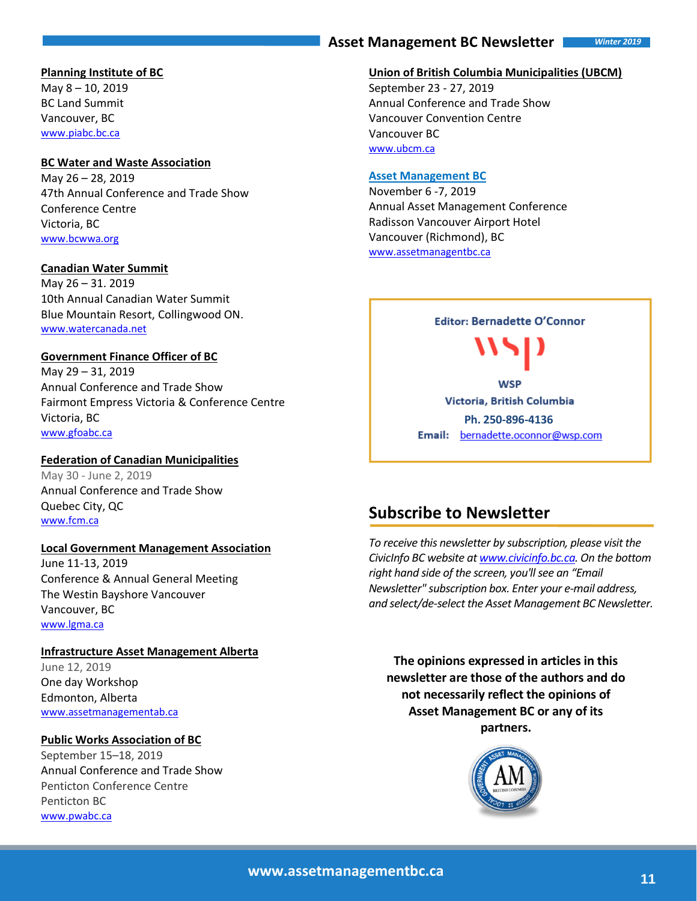**Planning Institute of BC**
May 8 – 10, 2019
BC Land Summit
Vancouver, BC
www.piabc.bc.ca

**BC Water and Waste Association**
May 26 – 28, 2019
47th Annual Conference and Trade Show
Conference Centre
Victoria, BC
www.bcwwa.org

**Canadian Water Summit**
May 26 – 31. 2019
10th Annual Canadian Water Summit
Blue Mountain Resort, Collingwood ON.
www.watercanada.net

**Government Finance Officer of BC**
May 29 – 31, 2019
Annual Conference and Trade Show
Fairmont Empress Victoria & Conference Centre
Victoria, BC
www.gfoabc.ca

**Federation of Canadian Municipalities**
May 30 - June 2, 2019
Annual Conference and Trade Show
Quebec City, QC
www.fcm.ca

**Local Government Management Association**
June 11-13, 2019
Conference & Annual General Meeting
The Westin Bayshore Vancouver
Vancouver, BC
www.lgma.ca

**Infrastructure Asset Management Alberta**
June 12, 2019
One day Workshop
Edmonton, Alberta
www.assetmanagementab.ca

**Public Works Association of BC**
September 15–18, 2019
Annual Conference and Trade Show
Penticton Conference Centre
Penticton BC
www.pwabc.ca

**Union of British Columbia Municipalities (UBCM)**
September 23 - 27, 2019
Annual Conference and Trade Show
Vancouver Convention Centre
Vancouver BC
www.ubcm.ca

**Asset Management BC**
November 6 -7, 2019
Annual Asset Management Conference
Radisson Vancouver Airport Hotel
Vancouver (Richmond), BC
www.assetmanagentbc.ca

**Editor: Bernadette O'Connor**

**WSP**
**Victoria, British Columbia**
**Ph. 250-896-4136**
**Email:** bernadette.oconnor@wsp.com

## Subscribe to Newsletter

*To receive this newsletter by subscription, please visit the CivicInfo BC website at www.civicinfo.bc.ca. On the bottom right hand side of the screen, you'll see an "Email Newsletter" subscription box. Enter your e-mail address, and select/de-select the Asset Management BC Newsletter.*

**The opinions expressed in articles in this newsletter are those of the authors and do not necessarily reflect the opinions of Asset Management BC or any of its partners.**